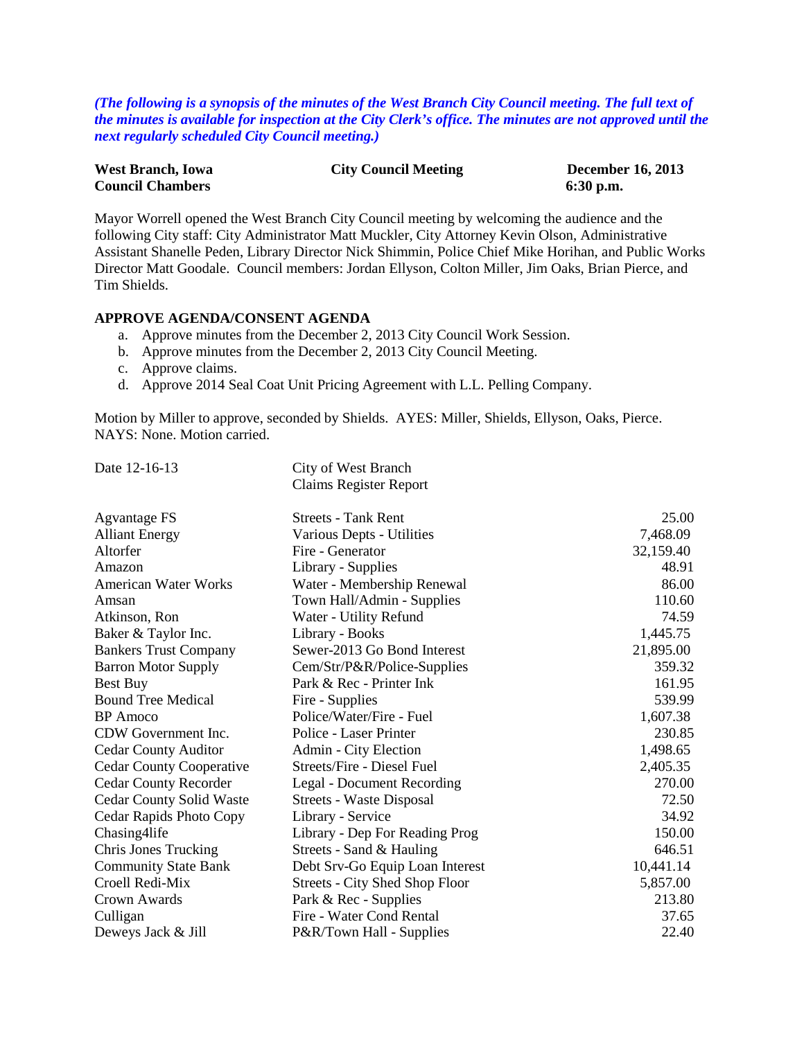***(The following is a synopsis of the minutes of the West Branch City Council meeting. The full text of the minutes is available for inspection at the City Clerk's office. The minutes are not approved until the next regularly scheduled City Council meeting.)***

| **West Branch, Iowa** | **City Council Meeting** | **December 16, 2013** |
|---|---|---|
| **Council Chambers** | | **6:30 p.m.** |

Mayor Worrell opened the West Branch City Council meeting by welcoming the audience and the following City staff: City Administrator Matt Muckler, City Attorney Kevin Olson, Administrative Assistant Shanelle Peden, Library Director Nick Shimmin, Police Chief Mike Horihan, and Public Works Director Matt Goodale. Council members: Jordan Ellyson, Colton Miller, Jim Oaks, Brian Pierce, and Tim Shields.

**APPROVE AGENDA/CONSENT AGENDA**

a. Approve minutes from the December 2, 2013 City Council Work Session.
b. Approve minutes from the December 2, 2013 City Council Meeting.
c. Approve claims.
d. Approve 2014 Seal Coat Unit Pricing Agreement with L.L. Pelling Company.

Motion by Miller to approve, seconded by Shields. AYES: Miller, Shields, Ellyson, Oaks, Pierce. NAYS: None. Motion carried.

| Date 12-16-13 | City of West Branch<br>Claims Register Report | |
|---|---|---|
| Agvantage FS | Streets - Tank Rent | 25.00 |
| Alliant Energy | Various Depts - Utilities | 7,468.09 |
| Altorfer | Fire - Generator | 32,159.40 |
| Amazon | Library - Supplies | 48.91 |
| American Water Works | Water - Membership Renewal | 86.00 |
| Amsan | Town Hall/Admin - Supplies | 110.60 |
| Atkinson, Ron | Water - Utility Refund | 74.59 |
| Baker & Taylor Inc. | Library - Books | 1,445.75 |
| Bankers Trust Company | Sewer-2013 Go Bond Interest | 21,895.00 |
| Barron Motor Supply | Cem/Str/P&R/Police-Supplies | 359.32 |
| Best Buy | Park & Rec - Printer Ink | 161.95 |
| Bound Tree Medical | Fire - Supplies | 539.99 |
| BP Amoco | Police/Water/Fire - Fuel | 1,607.38 |
| CDW Government Inc. | Police - Laser Printer | 230.85 |
| Cedar County Auditor | Admin - City Election | 1,498.65 |
| Cedar County Cooperative | Streets/Fire - Diesel Fuel | 2,405.35 |
| Cedar County Recorder | Legal - Document Recording | 270.00 |
| Cedar County Solid Waste | Streets - Waste Disposal | 72.50 |
| Cedar Rapids Photo Copy | Library - Service | 34.92 |
| Chasing4life | Library - Dep For Reading Prog | 150.00 |
| Chris Jones Trucking | Streets - Sand & Hauling | 646.51 |
| Community State Bank | Debt Srv-Go Equip Loan Interest | 10,441.14 |
| Croell Redi-Mix | Streets - City Shed Shop Floor | 5,857.00 |
| Crown Awards | Park & Rec - Supplies | 213.80 |
| Culligan | Fire - Water Cond Rental | 37.65 |
| Deweys Jack & Jill | P&R/Town Hall - Supplies | 22.40 |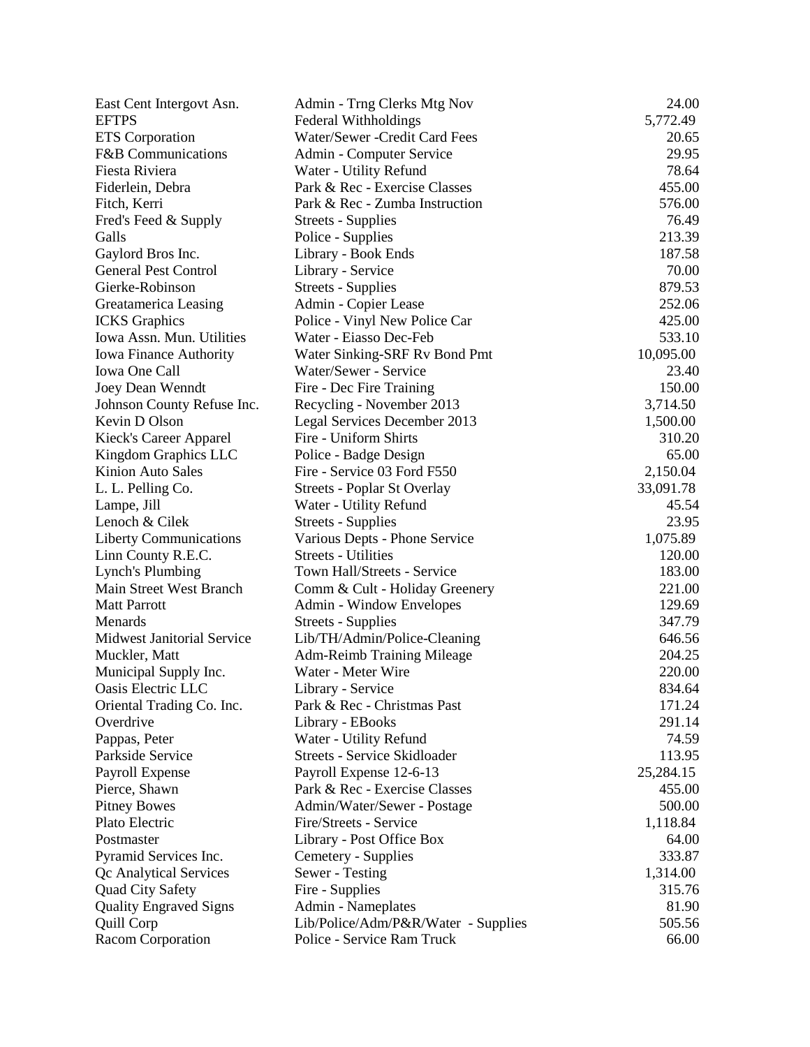| | | |
|---|---|---|
| East Cent Intergovt Asn. | Admin - Trng Clerks Mtg Nov | 24.00 |
| EFTPS | Federal Withholdings | 5,772.49 |
| ETS Corporation | Water/Sewer -Credit Card Fees | 20.65 |
| F&B Communications | Admin - Computer Service | 29.95 |
| Fiesta Riviera | Water - Utility Refund | 78.64 |
| Fiderlein, Debra | Park & Rec - Exercise Classes | 455.00 |
| Fitch, Kerri | Park & Rec - Zumba Instruction | 576.00 |
| Fred's Feed & Supply | Streets - Supplies | 76.49 |
| Galls | Police - Supplies | 213.39 |
| Gaylord Bros Inc. | Library - Book Ends | 187.58 |
| General Pest Control | Library - Service | 70.00 |
| Gierke-Robinson | Streets - Supplies | 879.53 |
| Greatamerica Leasing | Admin - Copier Lease | 252.06 |
| ICKS Graphics | Police - Vinyl New Police Car | 425.00 |
| Iowa Assn. Mun. Utilities | Water - Eiasso Dec-Feb | 533.10 |
| Iowa Finance Authority | Water Sinking-SRF Rv Bond Pmt | 10,095.00 |
| Iowa One Call | Water/Sewer - Service | 23.40 |
| Joey Dean Wenndt | Fire - Dec Fire Training | 150.00 |
| Johnson County Refuse Inc. | Recycling - November 2013 | 3,714.50 |
| Kevin D Olson | Legal Services December 2013 | 1,500.00 |
| Kieck's Career Apparel | Fire - Uniform Shirts | 310.20 |
| Kingdom Graphics LLC | Police - Badge Design | 65.00 |
| Kinion Auto Sales | Fire - Service 03 Ford F550 | 2,150.04 |
| L. L. Pelling Co. | Streets - Poplar St Overlay | 33,091.78 |
| Lampe, Jill | Water - Utility Refund | 45.54 |
| Lenoch & Cilek | Streets - Supplies | 23.95 |
| Liberty Communications | Various Depts - Phone Service | 1,075.89 |
| Linn County R.E.C. | Streets - Utilities | 120.00 |
| Lynch's Plumbing | Town Hall/Streets - Service | 183.00 |
| Main Street West Branch | Comm & Cult - Holiday Greenery | 221.00 |
| Matt Parrott | Admin - Window Envelopes | 129.69 |
| Menards | Streets - Supplies | 347.79 |
| Midwest Janitorial Service | Lib/TH/Admin/Police-Cleaning | 646.56 |
| Muckler, Matt | Adm-Reimb Training Mileage | 204.25 |
| Municipal Supply Inc. | Water - Meter Wire | 220.00 |
| Oasis Electric LLC | Library - Service | 834.64 |
| Oriental Trading Co. Inc. | Park & Rec - Christmas Past | 171.24 |
| Overdrive | Library - EBooks | 291.14 |
| Pappas, Peter | Water - Utility Refund | 74.59 |
| Parkside Service | Streets - Service Skidloader | 113.95 |
| Payroll Expense | Payroll Expense 12-6-13 | 25,284.15 |
| Pierce, Shawn | Park & Rec - Exercise Classes | 455.00 |
| Pitney Bowes | Admin/Water/Sewer - Postage | 500.00 |
| Plato Electric | Fire/Streets - Service | 1,118.84 |
| Postmaster | Library - Post Office Box | 64.00 |
| Pyramid Services Inc. | Cemetery - Supplies | 333.87 |
| Qc Analytical Services | Sewer - Testing | 1,314.00 |
| Quad City Safety | Fire - Supplies | 315.76 |
| Quality Engraved Signs | Admin - Nameplates | 81.90 |
| Quill Corp | Lib/Police/Adm/P&R/Water - Supplies | 505.56 |
| Racom Corporation | Police - Service Ram Truck | 66.00 |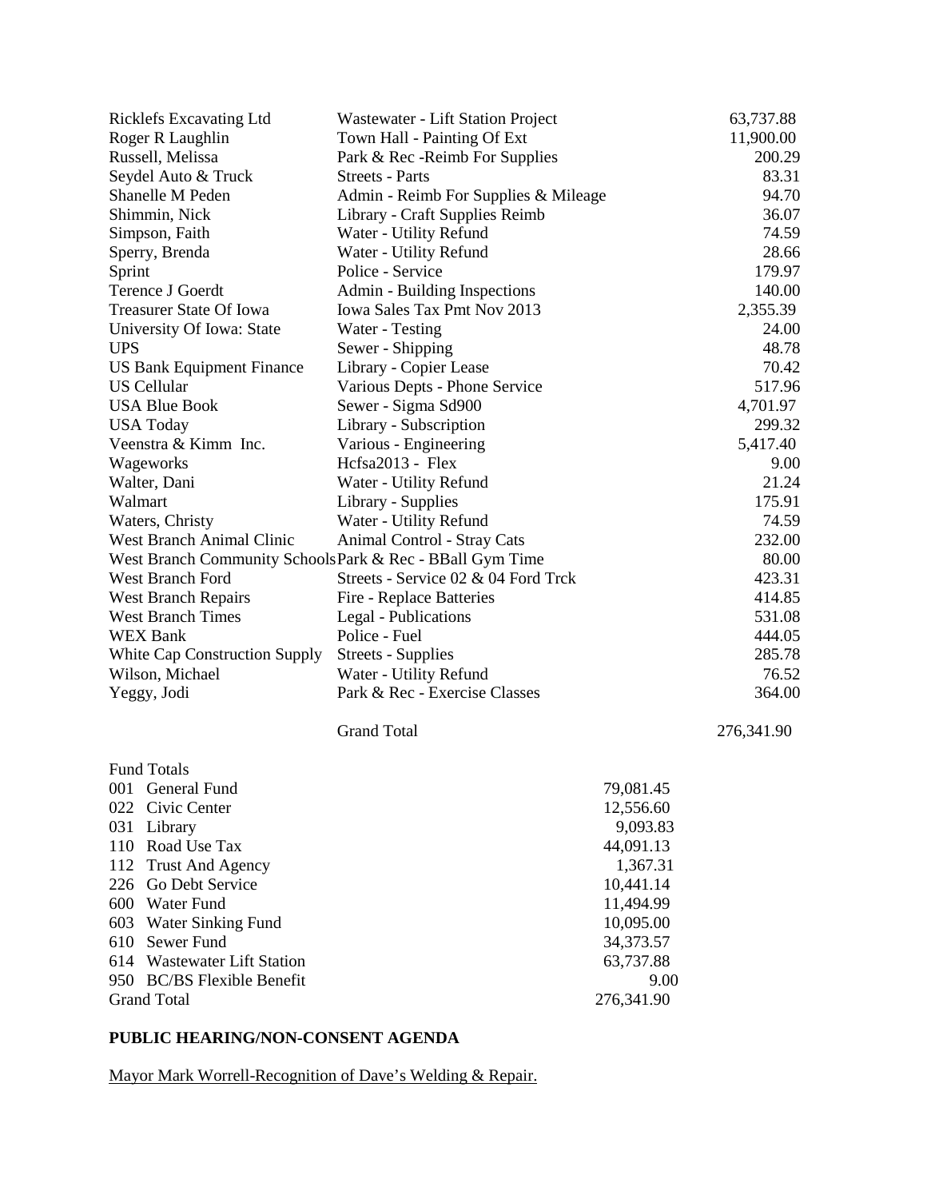| | | |
|---|---|---|
| Ricklefs Excavating Ltd | Wastewater - Lift Station Project | 63,737.88 |
| Roger R Laughlin | Town Hall - Painting Of Ext | 11,900.00 |
| Russell, Melissa | Park & Rec -Reimb For Supplies | 200.29 |
| Seydel Auto & Truck | Streets - Parts | 83.31 |
| Shanelle M Peden | Admin - Reimb For Supplies & Mileage | 94.70 |
| Shimmin, Nick | Library - Craft Supplies Reimb | 36.07 |
| Simpson, Faith | Water - Utility Refund | 74.59 |
| Sperry, Brenda | Water - Utility Refund | 28.66 |
| Sprint | Police - Service | 179.97 |
| Terence J Goerdt | Admin - Building Inspections | 140.00 |
| Treasurer State Of Iowa | Iowa Sales Tax Pmt Nov 2013 | 2,355.39 |
| University Of Iowa: State | Water - Testing | 24.00 |
| UPS | Sewer - Shipping | 48.78 |
| US Bank Equipment Finance | Library - Copier Lease | 70.42 |
| US Cellular | Various Depts - Phone Service | 517.96 |
| USA Blue Book | Sewer - Sigma Sd900 | 4,701.97 |
| USA Today | Library - Subscription | 299.32 |
| Veenstra & Kimm Inc. | Various - Engineering | 5,417.40 |
| Wageworks | Hcfsa2013 - Flex | 9.00 |
| Walter, Dani | Water - Utility Refund | 21.24 |
| Walmart | Library - Supplies | 175.91 |
| Waters, Christy | Water - Utility Refund | 74.59 |
| West Branch Animal Clinic | Animal Control - Stray Cats | 232.00 |
| West Branch Community Schools | Park & Rec - BBall Gym Time | 80.00 |
| West Branch Ford | Streets - Service 02 & 04 Ford Trck | 423.31 |
| West Branch Repairs | Fire - Replace Batteries | 414.85 |
| West Branch Times | Legal - Publications | 531.08 |
| WEX Bank | Police - Fuel | 444.05 |
| White Cap Construction Supply | Streets - Supplies | 285.78 |
| Wilson, Michael | Water - Utility Refund | 76.52 |
| Yeggy, Jodi | Park & Rec - Exercise Classes | 364.00 |
| | Grand Total | 276,341.90 |

| Fund Totals | |
|---|---|
| 001 General Fund | 79,081.45 |
| 022 Civic Center | 12,556.60 |
| 031 Library | 9,093.83 |
| 110 Road Use Tax | 44,091.13 |
| 112 Trust And Agency | 1,367.31 |
| 226 Go Debt Service | 10,441.14 |
| 600 Water Fund | 11,494.99 |
| 603 Water Sinking Fund | 10,095.00 |
| 610 Sewer Fund | 34,373.57 |
| 614 Wastewater Lift Station | 63,737.88 |
| 950 BC/BS Flexible Benefit | 9.00 |
| Grand Total | 276,341.90 |

**PUBLIC HEARING/NON-CONSENT AGENDA**

Mayor Mark Worrell-Recognition of Dave's Welding & Repair.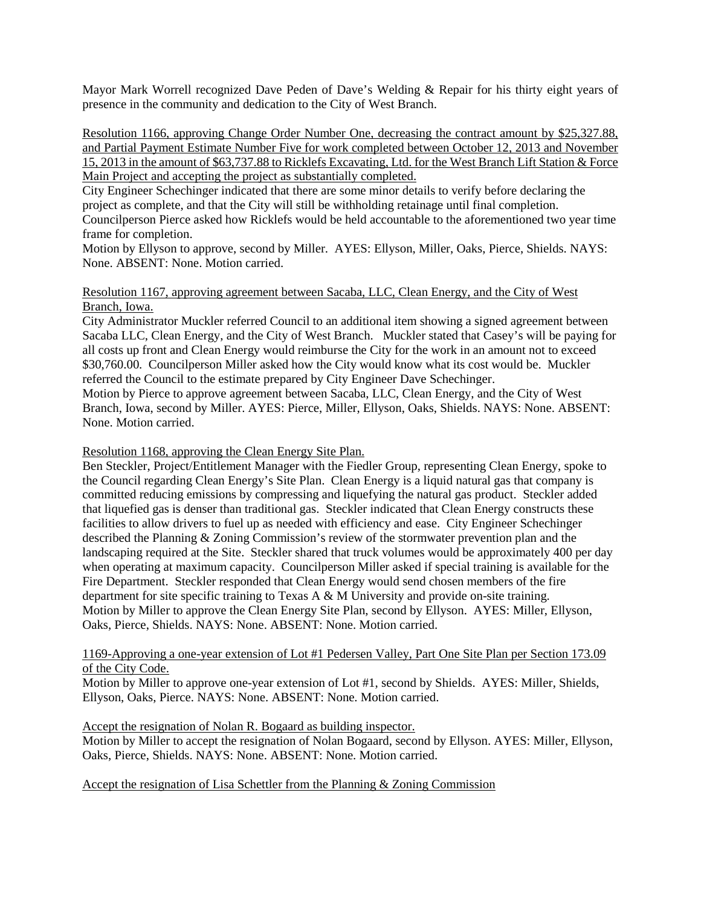Mayor Mark Worrell recognized Dave Peden of Dave's Welding & Repair for his thirty eight years of presence in the community and dedication to the City of West Branch.

<u>Resolution 1166, approving Change Order Number One, decreasing the contract amount by $25,327.88, and Partial Payment Estimate Number Five for work completed between October 12, 2013 and November 15, 2013 in the amount of $63,737.88 to Ricklefs Excavating, Ltd. for the West Branch Lift Station & Force Main Project and accepting the project as substantially completed.</u>
City Engineer Schechinger indicated that there are some minor details to verify before declaring the project as complete, and that the City will still be withholding retainage until final completion. Councilperson Pierce asked how Ricklefs would be held accountable to the aforementioned two year time frame for completion.
Motion by Ellyson to approve, second by Miller. AYES: Ellyson, Miller, Oaks, Pierce, Shields. NAYS: None. ABSENT: None. Motion carried.

<u>Resolution 1167, approving agreement between Sacaba, LLC, Clean Energy, and the City of West Branch, Iowa.</u>
City Administrator Muckler referred Council to an additional item showing a signed agreement between Sacaba LLC, Clean Energy, and the City of West Branch. Muckler stated that Casey's will be paying for all costs up front and Clean Energy would reimburse the City for the work in an amount not to exceed $30,760.00. Councilperson Miller asked how the City would know what its cost would be. Muckler referred the Council to the estimate prepared by City Engineer Dave Schechinger.
Motion by Pierce to approve agreement between Sacaba, LLC, Clean Energy, and the City of West Branch, Iowa, second by Miller. AYES: Pierce, Miller, Ellyson, Oaks, Shields. NAYS: None. ABSENT: None. Motion carried.

<u>Resolution 1168, approving the Clean Energy Site Plan.</u>
Ben Steckler, Project/Entitlement Manager with the Fiedler Group, representing Clean Energy, spoke to the Council regarding Clean Energy's Site Plan. Clean Energy is a liquid natural gas that company is committed reducing emissions by compressing and liquefying the natural gas product. Steckler added that liquefied gas is denser than traditional gas. Steckler indicated that Clean Energy constructs these facilities to allow drivers to fuel up as needed with efficiency and ease. City Engineer Schechinger described the Planning & Zoning Commission's review of the stormwater prevention plan and the landscaping required at the Site. Steckler shared that truck volumes would be approximately 400 per day when operating at maximum capacity. Councilperson Miller asked if special training is available for the Fire Department. Steckler responded that Clean Energy would send chosen members of the fire department for site specific training to Texas A & M University and provide on-site training.
Motion by Miller to approve the Clean Energy Site Plan, second by Ellyson. AYES: Miller, Ellyson, Oaks, Pierce, Shields. NAYS: None. ABSENT: None. Motion carried.

<u>1169-Approving a one-year extension of Lot #1 Pedersen Valley, Part One Site Plan per Section 173.09 of the City Code.</u>
Motion by Miller to approve one-year extension of Lot #1, second by Shields. AYES: Miller, Shields, Ellyson, Oaks, Pierce. NAYS: None. ABSENT: None. Motion carried.

<u>Accept the resignation of Nolan R. Bogaard as building inspector.</u>
Motion by Miller to accept the resignation of Nolan Bogaard, second by Ellyson. AYES: Miller, Ellyson, Oaks, Pierce, Shields. NAYS: None. ABSENT: None. Motion carried.

<u>Accept the resignation of Lisa Schettler from the Planning & Zoning Commission</u>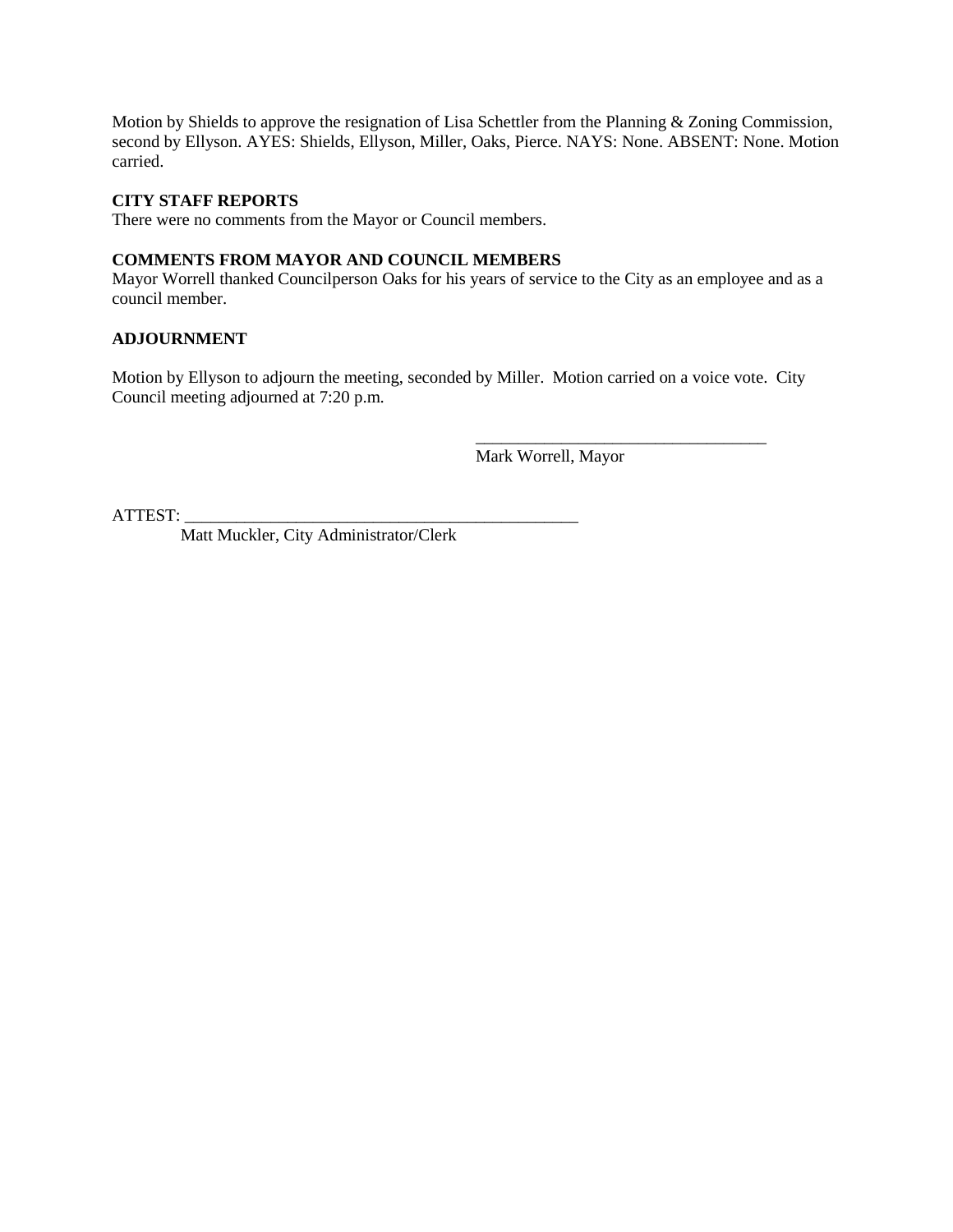Motion by Shields to approve the resignation of Lisa Schettler from the Planning & Zoning Commission, second by Ellyson. AYES: Shields, Ellyson, Miller, Oaks, Pierce. NAYS: None. ABSENT: None. Motion carried.

**CITY STAFF REPORTS**

There were no comments from the Mayor or Council members.

**COMMENTS FROM MAYOR AND COUNCIL MEMBERS**

Mayor Worrell thanked Councilperson Oaks for his years of service to the City as an employee and as a council member.

**ADJOURNMENT**

Motion by Ellyson to adjourn the meeting, seconded by Miller. Motion carried on a voice vote. City Council meeting adjourned at 7:20 p.m.

\_\_\_\_\_\_\_\_\_\_\_\_\_\_\_\_\_\_\_\_\_\_\_\_\_\_\_\_\_\_\_\_\_\_\_

Mark Worrell, Mayor

ATTEST: \_\_\_\_\_\_\_\_\_\_\_\_\_\_\_\_\_\_\_\_\_\_\_\_\_\_\_\_\_\_\_\_\_\_\_\_\_\_\_\_\_\_\_\_\_\_\_\_

Matt Muckler, City Administrator/Clerk